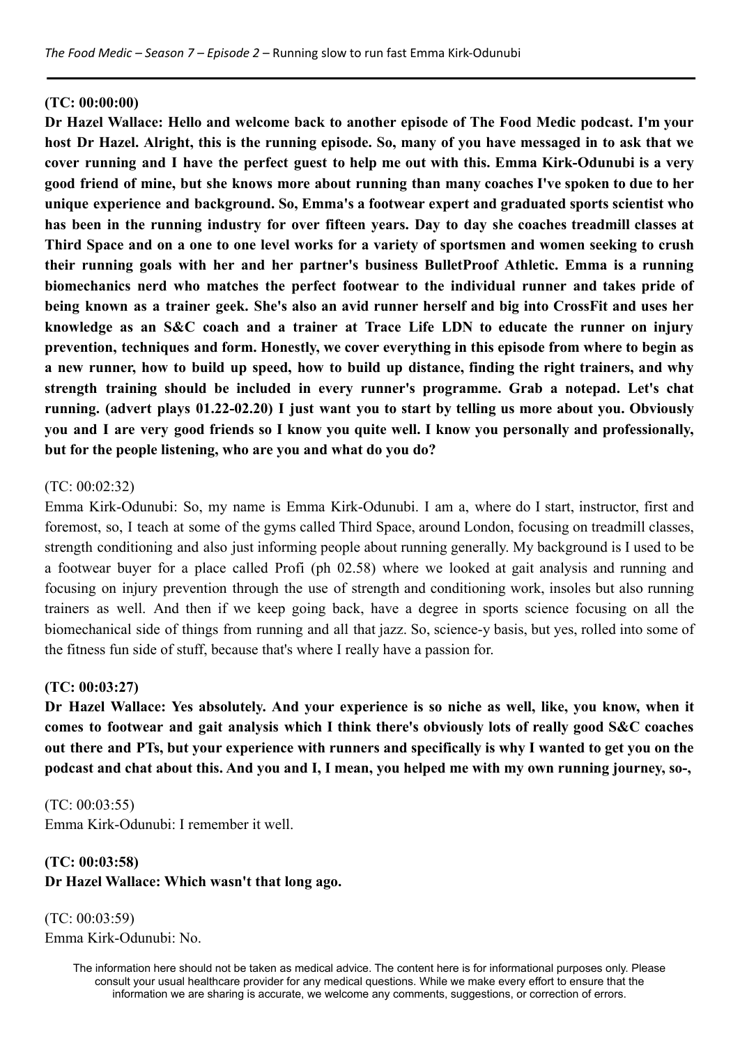**(TC: 00:00:00)**
**Dr Hazel Wallace: Hello and welcome back to another episode of The Food Medic podcast. I'm your host Dr Hazel. Alright, this is the running episode. So, many of you have messaged in to ask that we cover running and I have the perfect guest to help me out with this. Emma Kirk-Odunubi is a very good friend of mine, but she knows more about running than many coaches I've spoken to due to her unique experience and background. So, Emma's a footwear expert and graduated sports scientist who has been in the running industry for over fifteen years. Day to day she coaches treadmill classes at Third Space and on a one to one level works for a variety of sportsmen and women seeking to crush their running goals with her and her partner's business BulletProof Athletic. Emma is a running biomechanics nerd who matches the perfect footwear to the individual runner and takes pride of being known as a trainer geek. She's also an avid runner herself and big into CrossFit and uses her knowledge as an S&C coach and a trainer at Trace Life LDN to educate the runner on injury prevention, techniques and form. Honestly, we cover everything in this episode from where to begin as a new runner, how to build up speed, how to build up distance, finding the right trainers, and why strength training should be included in every runner's programme. Grab a notepad. Let's chat running. (advert plays 01.22-02.20) I just want you to start by telling us more about you. Obviously you and I are very good friends so I know you quite well. I know you personally and professionally, but for the people listening, who are you and what do you do?**

(TC: 00:02:32)
Emma Kirk-Odunubi: So, my name is Emma Kirk-Odunubi. I am a, where do I start, instructor, first and foremost, so, I teach at some of the gyms called Third Space, around London, focusing on treadmill classes, strength conditioning and also just informing people about running generally. My background is I used to be a footwear buyer for a place called Profi (ph 02.58) where we looked at gait analysis and running and focusing on injury prevention through the use of strength and conditioning work, insoles but also running trainers as well. And then if we keep going back, have a degree in sports science focusing on all the biomechanical side of things from running and all that jazz. So, science-y basis, but yes, rolled into some of the fitness fun side of stuff, because that's where I really have a passion for.

**(TC: 00:03:27)**
**Dr Hazel Wallace: Yes absolutely. And your experience is so niche as well, like, you know, when it comes to footwear and gait analysis which I think there's obviously lots of really good S&C coaches out there and PTs, but your experience with runners and specifically is why I wanted to get you on the podcast and chat about this. And you and I, I mean, you helped me with my own running journey, so-,**

(TC: 00:03:55)
Emma Kirk-Odunubi: I remember it well.

**(TC: 00:03:58)**
**Dr Hazel Wallace: Which wasn't that long ago.**

(TC: 00:03:59)
Emma Kirk-Odunubi: No.

The information here should not be taken as medical advice. The content here is for informational purposes only. Please consult your usual healthcare provider for any medical questions. While we make every effort to ensure that the information we are sharing is accurate, we welcome any comments, suggestions, or correction of errors.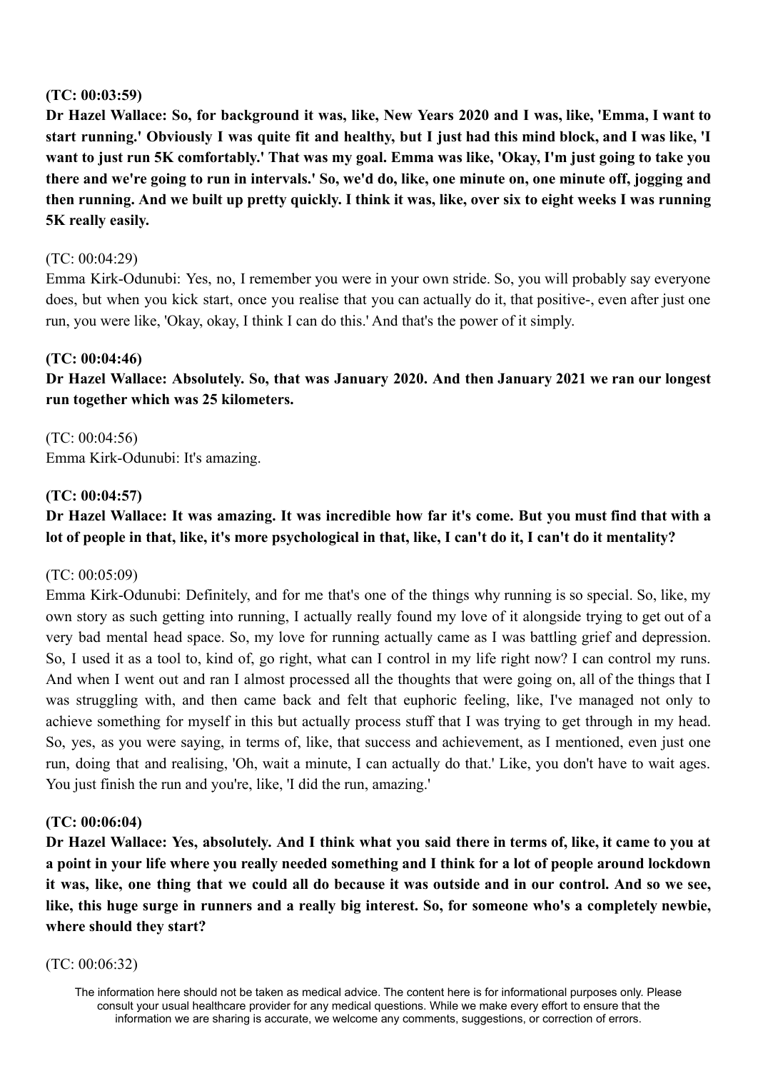**(TC: 00:03:59)**

**Dr Hazel Wallace: So, for background it was, like, New Years 2020 and I was, like, 'Emma, I want to start running.' Obviously I was quite fit and healthy, but I just had this mind block, and I was like, 'I want to just run 5K comfortably.' That was my goal. Emma was like, 'Okay, I'm just going to take you there and we're going to run in intervals.' So, we'd do, like, one minute on, one minute off, jogging and then running. And we built up pretty quickly. I think it was, like, over six to eight weeks I was running 5K really easily.**

(TC: 00:04:29)

Emma Kirk-Odunubi: Yes, no, I remember you were in your own stride. So, you will probably say everyone does, but when you kick start, once you realise that you can actually do it, that positive-, even after just one run, you were like, 'Okay, okay, I think I can do this.' And that's the power of it simply.

**(TC: 00:04:46)**

**Dr Hazel Wallace: Absolutely. So, that was January 2020. And then January 2021 we ran our longest run together which was 25 kilometers.**

(TC: 00:04:56)

Emma Kirk-Odunubi: It's amazing.

**(TC: 00:04:57)**

**Dr Hazel Wallace: It was amazing. It was incredible how far it's come. But you must find that with a lot of people in that, like, it's more psychological in that, like, I can't do it, I can't do it mentality?**

(TC: 00:05:09)

Emma Kirk-Odunubi: Definitely, and for me that's one of the things why running is so special. So, like, my own story as such getting into running, I actually really found my love of it alongside trying to get out of a very bad mental head space. So, my love for running actually came as I was battling grief and depression. So, I used it as a tool to, kind of, go right, what can I control in my life right now? I can control my runs. And when I went out and ran I almost processed all the thoughts that were going on, all of the things that I was struggling with, and then came back and felt that euphoric feeling, like, I've managed not only to achieve something for myself in this but actually process stuff that I was trying to get through in my head. So, yes, as you were saying, in terms of, like, that success and achievement, as I mentioned, even just one run, doing that and realising, 'Oh, wait a minute, I can actually do that.' Like, you don't have to wait ages. You just finish the run and you're, like, 'I did the run, amazing.'

**(TC: 00:06:04)**

**Dr Hazel Wallace: Yes, absolutely. And I think what you said there in terms of, like, it came to you at a point in your life where you really needed something and I think for a lot of people around lockdown it was, like, one thing that we could all do because it was outside and in our control. And so we see, like, this huge surge in runners and a really big interest. So, for someone who's a completely newbie, where should they start?**

(TC: 00:06:32)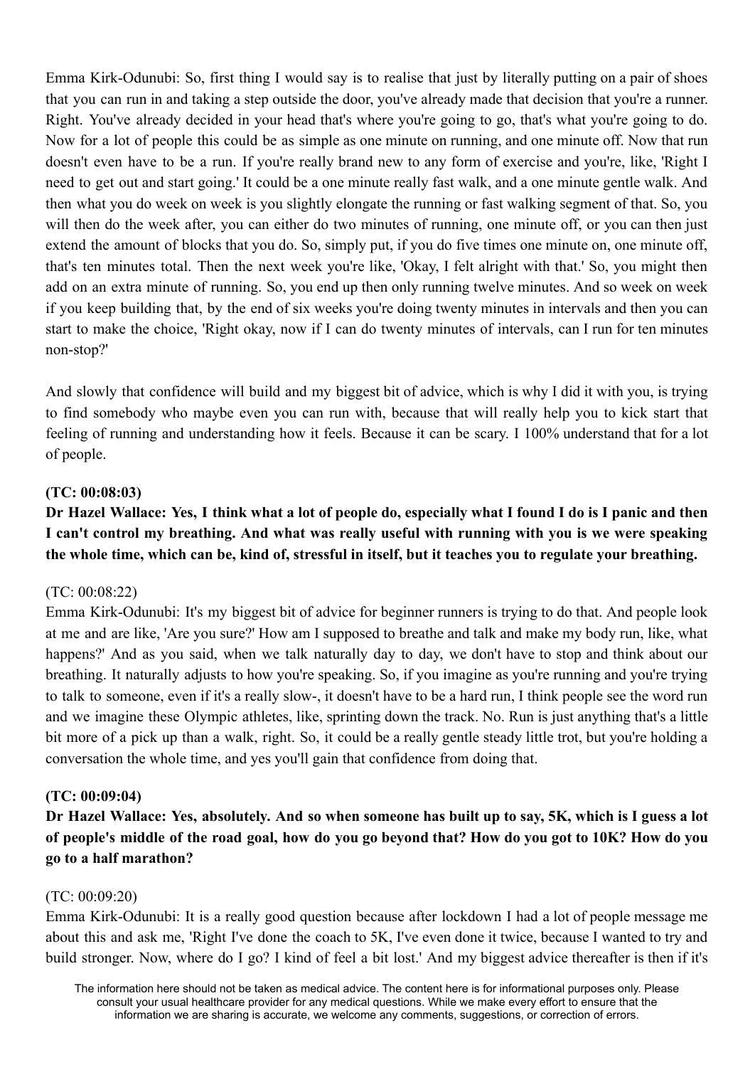Emma Kirk-Odunubi: So, first thing I would say is to realise that just by literally putting on a pair of shoes that you can run in and taking a step outside the door, you've already made that decision that you're a runner. Right. You've already decided in your head that's where you're going to go, that's what you're going to do. Now for a lot of people this could be as simple as one minute on running, and one minute off. Now that run doesn't even have to be a run. If you're really brand new to any form of exercise and you're, like, 'Right I need to get out and start going.' It could be a one minute really fast walk, and a one minute gentle walk. And then what you do week on week is you slightly elongate the running or fast walking segment of that. So, you will then do the week after, you can either do two minutes of running, one minute off, or you can then just extend the amount of blocks that you do. So, simply put, if you do five times one minute on, one minute off, that's ten minutes total. Then the next week you're like, 'Okay, I felt alright with that.' So, you might then add on an extra minute of running. So, you end up then only running twelve minutes. And so week on week if you keep building that, by the end of six weeks you're doing twenty minutes in intervals and then you can start to make the choice, 'Right okay, now if I can do twenty minutes of intervals, can I run for ten minutes non-stop?'

And slowly that confidence will build and my biggest bit of advice, which is why I did it with you, is trying to find somebody who maybe even you can run with, because that will really help you to kick start that feeling of running and understanding how it feels. Because it can be scary. I 100% understand that for a lot of people.

**(TC: 00:08:03)**

**Dr Hazel Wallace: Yes, I think what a lot of people do, especially what I found I do is I panic and then I can't control my breathing. And what was really useful with running with you is we were speaking the whole time, which can be, kind of, stressful in itself, but it teaches you to regulate your breathing.**

(TC: 00:08:22)

Emma Kirk-Odunubi: It's my biggest bit of advice for beginner runners is trying to do that. And people look at me and are like, 'Are you sure?' How am I supposed to breathe and talk and make my body run, like, what happens?' And as you said, when we talk naturally day to day, we don't have to stop and think about our breathing. It naturally adjusts to how you're speaking. So, if you imagine as you're running and you're trying to talk to someone, even if it's a really slow-, it doesn't have to be a hard run, I think people see the word run and we imagine these Olympic athletes, like, sprinting down the track. No. Run is just anything that's a little bit more of a pick up than a walk, right. So, it could be a really gentle steady little trot, but you're holding a conversation the whole time, and yes you'll gain that confidence from doing that.

**(TC: 00:09:04)**

**Dr Hazel Wallace: Yes, absolutely. And so when someone has built up to say, 5K, which is I guess a lot of people's middle of the road goal, how do you go beyond that? How do you got to 10K? How do you go to a half marathon?**

(TC: 00:09:20)

Emma Kirk-Odunubi: It is a really good question because after lockdown I had a lot of people message me about this and ask me, 'Right I've done the coach to 5K, I've even done it twice, because I wanted to try and build stronger. Now, where do I go? I kind of feel a bit lost.' And my biggest advice thereafter is then if it's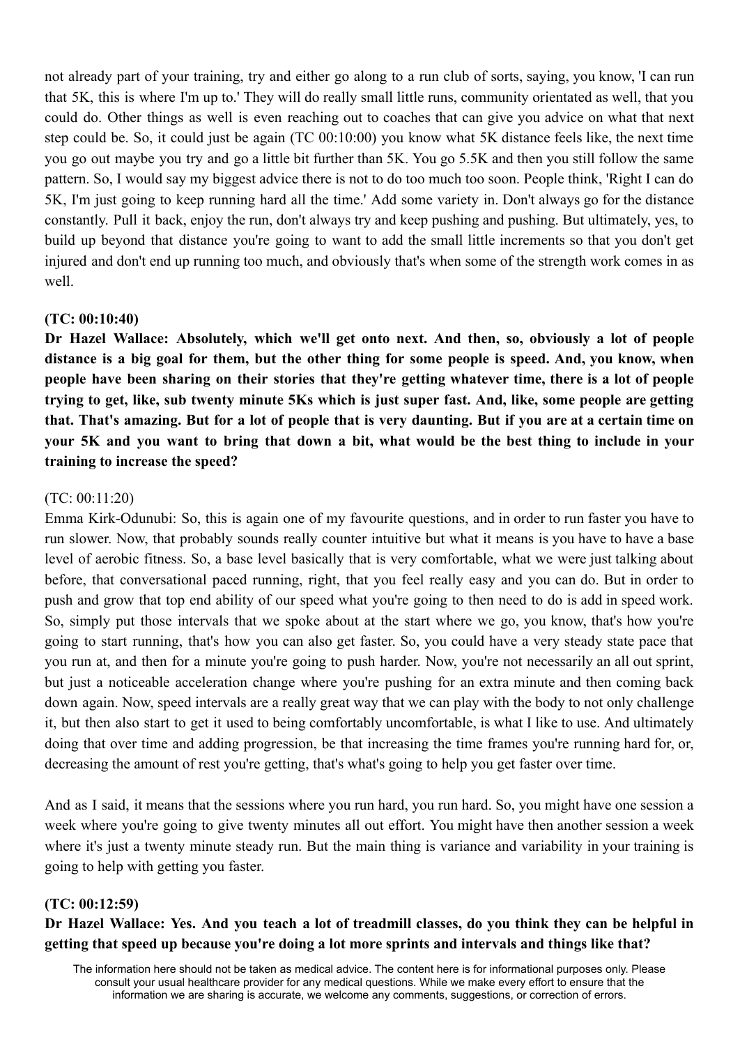not already part of your training, try and either go along to a run club of sorts, saying, you know, 'I can run that 5K, this is where I'm up to.' They will do really small little runs, community orientated as well, that you could do. Other things as well is even reaching out to coaches that can give you advice on what that next step could be. So, it could just be again (TC 00:10:00) you know what 5K distance feels like, the next time you go out maybe you try and go a little bit further than 5K. You go 5.5K and then you still follow the same pattern. So, I would say my biggest advice there is not to do too much too soon. People think, 'Right I can do 5K, I'm just going to keep running hard all the time.' Add some variety in. Don't always go for the distance constantly. Pull it back, enjoy the run, don't always try and keep pushing and pushing. But ultimately, yes, to build up beyond that distance you're going to want to add the small little increments so that you don't get injured and don't end up running too much, and obviously that's when some of the strength work comes in as well.

**(TC: 00:10:40)**

**Dr Hazel Wallace: Absolutely, which we'll get onto next. And then, so, obviously a lot of people distance is a big goal for them, but the other thing for some people is speed. And, you know, when people have been sharing on their stories that they're getting whatever time, there is a lot of people trying to get, like, sub twenty minute 5Ks which is just super fast. And, like, some people are getting that. That's amazing. But for a lot of people that is very daunting. But if you are at a certain time on your 5K and you want to bring that down a bit, what would be the best thing to include in your training to increase the speed?**

(TC: 00:11:20)

Emma Kirk-Odunubi: So, this is again one of my favourite questions, and in order to run faster you have to run slower. Now, that probably sounds really counter intuitive but what it means is you have to have a base level of aerobic fitness. So, a base level basically that is very comfortable, what we were just talking about before, that conversational paced running, right, that you feel really easy and you can do. But in order to push and grow that top end ability of our speed what you're going to then need to do is add in speed work. So, simply put those intervals that we spoke about at the start where we go, you know, that's how you're going to start running, that's how you can also get faster. So, you could have a very steady state pace that you run at, and then for a minute you're going to push harder. Now, you're not necessarily an all out sprint, but just a noticeable acceleration change where you're pushing for an extra minute and then coming back down again. Now, speed intervals are a really great way that we can play with the body to not only challenge it, but then also start to get it used to being comfortably uncomfortable, is what I like to use. And ultimately doing that over time and adding progression, be that increasing the time frames you're running hard for, or, decreasing the amount of rest you're getting, that's what's going to help you get faster over time.

And as I said, it means that the sessions where you run hard, you run hard. So, you might have one session a week where you're going to give twenty minutes all out effort. You might have then another session a week where it's just a twenty minute steady run. But the main thing is variance and variability in your training is going to help with getting you faster.

**(TC: 00:12:59)**

**Dr Hazel Wallace: Yes. And you teach a lot of treadmill classes, do you think they can be helpful in getting that speed up because you're doing a lot more sprints and intervals and things like that?**

The information here should not be taken as medical advice. The content here is for informational purposes only. Please consult your usual healthcare provider for any medical questions. While we make every effort to ensure that the information we are sharing is accurate, we welcome any comments, suggestions, or correction of errors.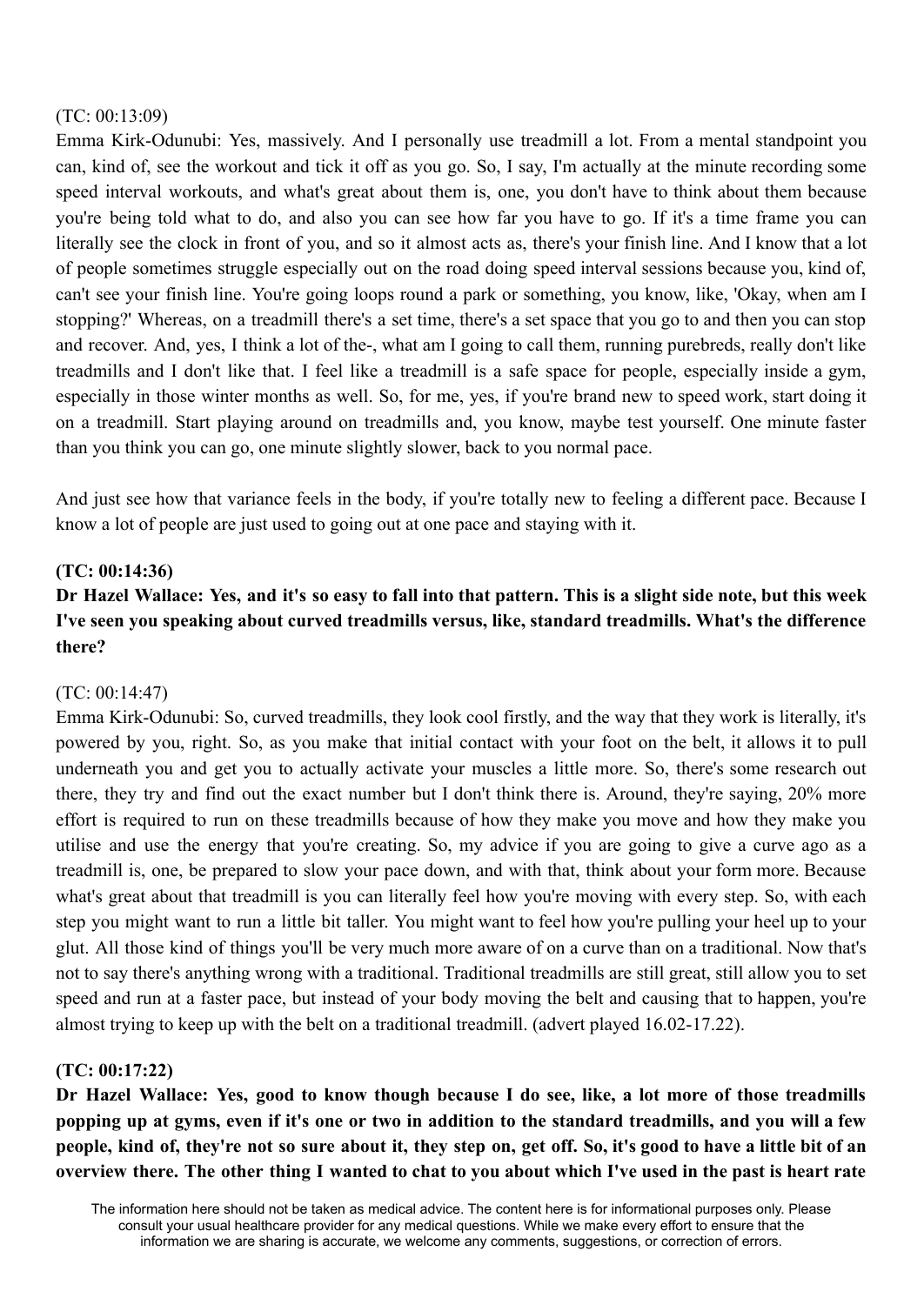(TC: 00:13:09)

Emma Kirk-Odunubi: Yes, massively. And I personally use treadmill a lot. From a mental standpoint you can, kind of, see the workout and tick it off as you go. So, I say, I'm actually at the minute recording some speed interval workouts, and what's great about them is, one, you don't have to think about them because you're being told what to do, and also you can see how far you have to go. If it's a time frame you can literally see the clock in front of you, and so it almost acts as, there's your finish line. And I know that a lot of people sometimes struggle especially out on the road doing speed interval sessions because you, kind of, can't see your finish line. You're going loops round a park or something, you know, like, 'Okay, when am I stopping?' Whereas, on a treadmill there's a set time, there's a set space that you go to and then you can stop and recover. And, yes, I think a lot of the-, what am I going to call them, running purebreds, really don't like treadmills and I don't like that. I feel like a treadmill is a safe space for people, especially inside a gym, especially in those winter months as well. So, for me, yes, if you're brand new to speed work, start doing it on a treadmill. Start playing around on treadmills and, you know, maybe test yourself. One minute faster than you think you can go, one minute slightly slower, back to you normal pace.

And just see how that variance feels in the body, if you're totally new to feeling a different pace. Because I know a lot of people are just used to going out at one pace and staying with it.

**(TC: 00:14:36)**

**Dr Hazel Wallace: Yes, and it's so easy to fall into that pattern. This is a slight side note, but this week I've seen you speaking about curved treadmills versus, like, standard treadmills. What's the difference there?**

(TC: 00:14:47)

Emma Kirk-Odunubi: So, curved treadmills, they look cool firstly, and the way that they work is literally, it's powered by you, right. So, as you make that initial contact with your foot on the belt, it allows it to pull underneath you and get you to actually activate your muscles a little more. So, there's some research out there, they try and find out the exact number but I don't think there is. Around, they're saying, 20% more effort is required to run on these treadmills because of how they make you move and how they make you utilise and use the energy that you're creating. So, my advice if you are going to give a curve ago as a treadmill is, one, be prepared to slow your pace down, and with that, think about your form more. Because what's great about that treadmill is you can literally feel how you're moving with every step. So, with each step you might want to run a little bit taller. You might want to feel how you're pulling your heel up to your glut. All those kind of things you'll be very much more aware of on a curve than on a traditional. Now that's not to say there's anything wrong with a traditional. Traditional treadmills are still great, still allow you to set speed and run at a faster pace, but instead of your body moving the belt and causing that to happen, you're almost trying to keep up with the belt on a traditional treadmill. (advert played 16.02-17.22).

**(TC: 00:17:22)**

**Dr Hazel Wallace: Yes, good to know though because I do see, like, a lot more of those treadmills popping up at gyms, even if it's one or two in addition to the standard treadmills, and you will a few people, kind of, they're not so sure about it, they step on, get off. So, it's good to have a little bit of an overview there. The other thing I wanted to chat to you about which I've used in the past is heart rate**

The information here should not be taken as medical advice. The content here is for informational purposes only. Please consult your usual healthcare provider for any medical questions. While we make every effort to ensure that the information we are sharing is accurate, we welcome any comments, suggestions, or correction of errors.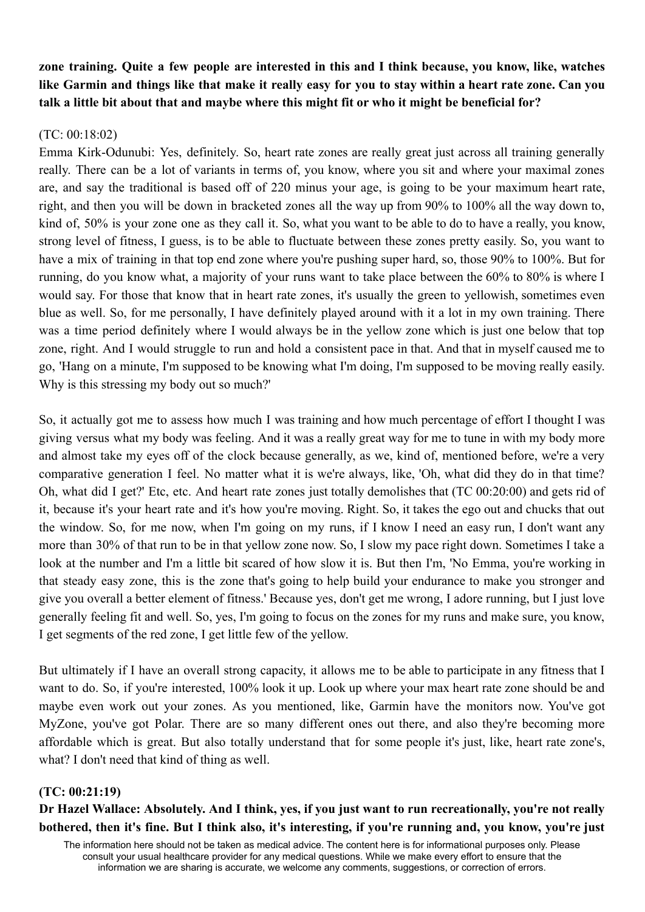**zone training. Quite a few people are interested in this and I think because, you know, like, watches like Garmin and things like that make it really easy for you to stay within a heart rate zone. Can you talk a little bit about that and maybe where this might fit or who it might be beneficial for?**

(TC: 00:18:02)

Emma Kirk-Odunubi: Yes, definitely. So, heart rate zones are really great just across all training generally really. There can be a lot of variants in terms of, you know, where you sit and where your maximal zones are, and say the traditional is based off of 220 minus your age, is going to be your maximum heart rate, right, and then you will be down in bracketed zones all the way up from 90% to 100% all the way down to, kind of, 50% is your zone one as they call it. So, what you want to be able to do to have a really, you know, strong level of fitness, I guess, is to be able to fluctuate between these zones pretty easily. So, you want to have a mix of training in that top end zone where you're pushing super hard, so, those 90% to 100%. But for running, do you know what, a majority of your runs want to take place between the 60% to 80% is where I would say. For those that know that in heart rate zones, it's usually the green to yellowish, sometimes even blue as well. So, for me personally, I have definitely played around with it a lot in my own training. There was a time period definitely where I would always be in the yellow zone which is just one below that top zone, right. And I would struggle to run and hold a consistent pace in that. And that in myself caused me to go, 'Hang on a minute, I'm supposed to be knowing what I'm doing, I'm supposed to be moving really easily. Why is this stressing my body out so much?'

So, it actually got me to assess how much I was training and how much percentage of effort I thought I was giving versus what my body was feeling. And it was a really great way for me to tune in with my body more and almost take my eyes off of the clock because generally, as we, kind of, mentioned before, we're a very comparative generation I feel. No matter what it is we're always, like, 'Oh, what did they do in that time? Oh, what did I get?' Etc, etc. And heart rate zones just totally demolishes that (TC 00:20:00) and gets rid of it, because it's your heart rate and it's how you're moving. Right. So, it takes the ego out and chucks that out the window. So, for me now, when I'm going on my runs, if I know I need an easy run, I don't want any more than 30% of that run to be in that yellow zone now. So, I slow my pace right down. Sometimes I take a look at the number and I'm a little bit scared of how slow it is. But then I'm, 'No Emma, you're working in that steady easy zone, this is the zone that's going to help build your endurance to make you stronger and give you overall a better element of fitness.' Because yes, don't get me wrong, I adore running, but I just love generally feeling fit and well. So, yes, I'm going to focus on the zones for my runs and make sure, you know, I get segments of the red zone, I get little few of the yellow.

But ultimately if I have an overall strong capacity, it allows me to be able to participate in any fitness that I want to do. So, if you're interested, 100% look it up. Look up where your max heart rate zone should be and maybe even work out your zones. As you mentioned, like, Garmin have the monitors now. You've got MyZone, you've got Polar. There are so many different ones out there, and also they're becoming more affordable which is great. But also totally understand that for some people it's just, like, heart rate zone's, what? I don't need that kind of thing as well.

**(TC: 00:21:19)**

**Dr Hazel Wallace: Absolutely. And I think, yes, if you just want to run recreationally, you're not really bothered, then it's fine. But I think also, it's interesting, if you're running and, you know, you're just**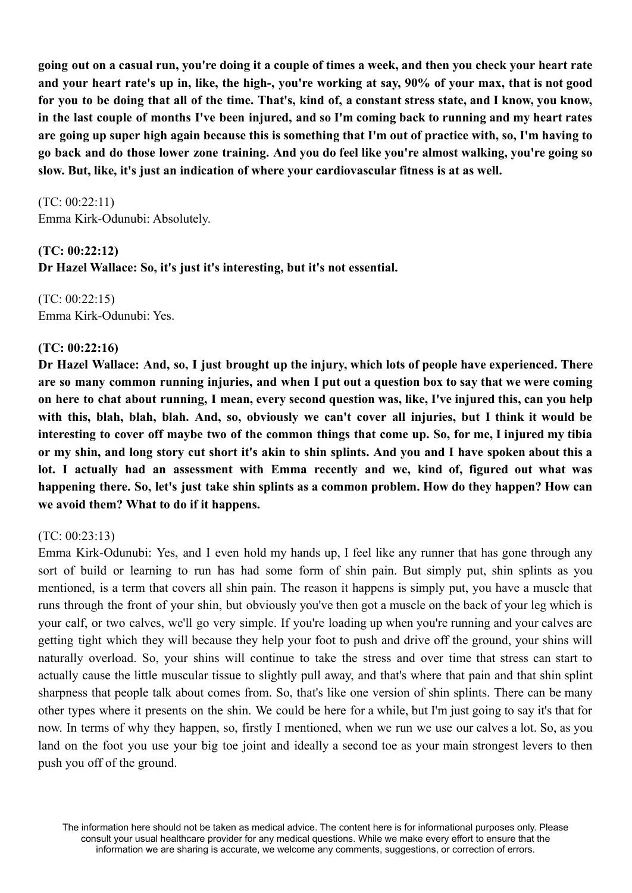**going out on a casual run, you're doing it a couple of times a week, and then you check your heart rate and your heart rate's up in, like, the high-, you're working at say, 90% of your max, that is not good for you to be doing that all of the time. That's, kind of, a constant stress state, and I know, you know, in the last couple of months I've been injured, and so I'm coming back to running and my heart rates are going up super high again because this is something that I'm out of practice with, so, I'm having to go back and do those lower zone training. And you do feel like you're almost walking, you're going so slow. But, like, it's just an indication of where your cardiovascular fitness is at as well.**

(TC: 00:22:11)
Emma Kirk-Odunubi: Absolutely.

**(TC: 00:22:12)**
**Dr Hazel Wallace: So, it's just it's interesting, but it's not essential.**

(TC: 00:22:15)
Emma Kirk-Odunubi: Yes.

**(TC: 00:22:16)**
**Dr Hazel Wallace: And, so, I just brought up the injury, which lots of people have experienced. There are so many common running injuries, and when I put out a question box to say that we were coming on here to chat about running, I mean, every second question was, like, I've injured this, can you help with this, blah, blah, blah. And, so, obviously we can't cover all injuries, but I think it would be interesting to cover off maybe two of the common things that come up. So, for me, I injured my tibia or my shin, and long story cut short it's akin to shin splints. And you and I have spoken about this a lot. I actually had an assessment with Emma recently and we, kind of, figured out what was happening there. So, let's just take shin splints as a common problem. How do they happen? How can we avoid them? What to do if it happens.**

(TC: 00:23:13)
Emma Kirk-Odunubi: Yes, and I even hold my hands up, I feel like any runner that has gone through any sort of build or learning to run has had some form of shin pain. But simply put, shin splints as you mentioned, is a term that covers all shin pain. The reason it happens is simply put, you have a muscle that runs through the front of your shin, but obviously you've then got a muscle on the back of your leg which is your calf, or two calves, we'll go very simple. If you're loading up when you're running and your calves are getting tight which they will because they help your foot to push and drive off the ground, your shins will naturally overload. So, your shins will continue to take the stress and over time that stress can start to actually cause the little muscular tissue to slightly pull away, and that's where that pain and that shin splint sharpness that people talk about comes from. So, that's like one version of shin splints. There can be many other types where it presents on the shin. We could be here for a while, but I'm just going to say it's that for now. In terms of why they happen, so, firstly I mentioned, when we run we use our calves a lot. So, as you land on the foot you use your big toe joint and ideally a second toe as your main strongest levers to then push you off of the ground.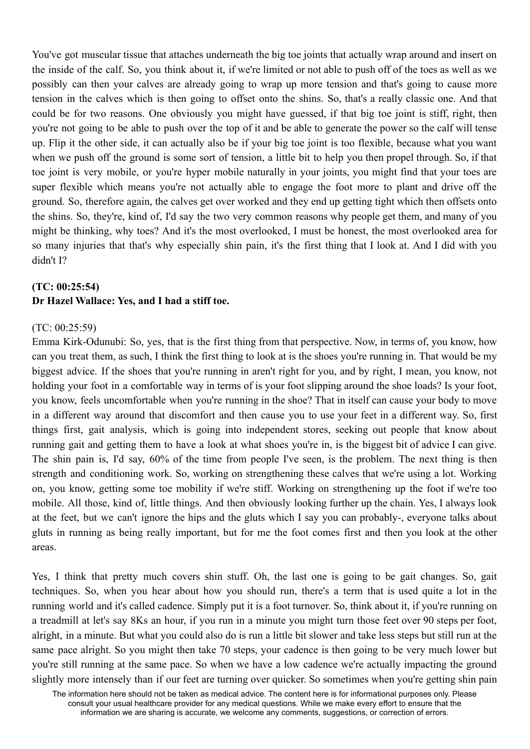You've got muscular tissue that attaches underneath the big toe joints that actually wrap around and insert on the inside of the calf. So, you think about it, if we're limited or not able to push off of the toes as well as we possibly can then your calves are already going to wrap up more tension and that's going to cause more tension in the calves which is then going to offset onto the shins. So, that's a really classic one. And that could be for two reasons. One obviously you might have guessed, if that big toe joint is stiff, right, then you're not going to be able to push over the top of it and be able to generate the power so the calf will tense up. Flip it the other side, it can actually also be if your big toe joint is too flexible, because what you want when we push off the ground is some sort of tension, a little bit to help you then propel through. So, if that toe joint is very mobile, or you're hyper mobile naturally in your joints, you might find that your toes are super flexible which means you're not actually able to engage the foot more to plant and drive off the ground. So, therefore again, the calves get over worked and they end up getting tight which then offsets onto the shins. So, they're, kind of, I'd say the two very common reasons why people get them, and many of you might be thinking, why toes? And it's the most overlooked, I must be honest, the most overlooked area for so many injuries that that's why especially shin pain, it's the first thing that I look at. And I did with you didn't I?

**(TC: 00:25:54)**
**Dr Hazel Wallace: Yes, and I had a stiff toe.**

(TC: 00:25:59)
Emma Kirk-Odunubi: So, yes, that is the first thing from that perspective. Now, in terms of, you know, how can you treat them, as such, I think the first thing to look at is the shoes you're running in. That would be my biggest advice. If the shoes that you're running in aren't right for you, and by right, I mean, you know, not holding your foot in a comfortable way in terms of is your foot slipping around the shoe loads? Is your foot, you know, feels uncomfortable when you're running in the shoe? That in itself can cause your body to move in a different way around that discomfort and then cause you to use your feet in a different way. So, first things first, gait analysis, which is going into independent stores, seeking out people that know about running gait and getting them to have a look at what shoes you're in, is the biggest bit of advice I can give. The shin pain is, I'd say, 60% of the time from people I've seen, is the problem. The next thing is then strength and conditioning work. So, working on strengthening these calves that we're using a lot. Working on, you know, getting some toe mobility if we're stiff. Working on strengthening up the foot if we're too mobile. All those, kind of, little things. And then obviously looking further up the chain. Yes, I always look at the feet, but we can't ignore the hips and the gluts which I say you can probably-, everyone talks about gluts in running as being really important, but for me the foot comes first and then you look at the other areas.

Yes, I think that pretty much covers shin stuff. Oh, the last one is going to be gait changes. So, gait techniques. So, when you hear about how you should run, there's a term that is used quite a lot in the running world and it's called cadence. Simply put it is a foot turnover. So, think about it, if you're running on a treadmill at let's say 8Ks an hour, if you run in a minute you might turn those feet over 90 steps per foot, alright, in a minute. But what you could also do is run a little bit slower and take less steps but still run at the same pace alright. So you might then take 70 steps, your cadence is then going to be very much lower but you're still running at the same pace. So when we have a low cadence we're actually impacting the ground slightly more intensely than if our feet are turning over quicker. So sometimes when you're getting shin pain

The information here should not be taken as medical advice. The content here is for informational purposes only. Please consult your usual healthcare provider for any medical questions. While we make every effort to ensure that the information we are sharing is accurate, we welcome any comments, suggestions, or correction of errors.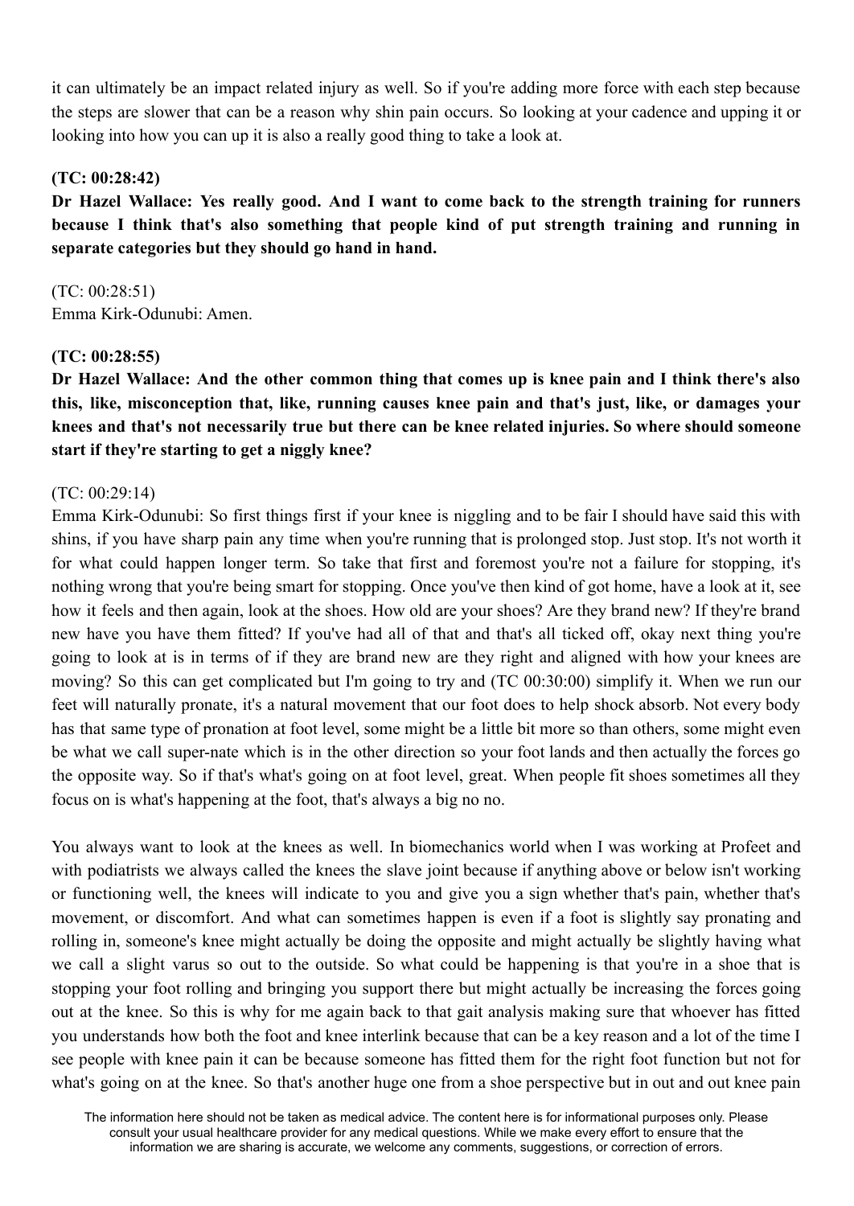it can ultimately be an impact related injury as well. So if you're adding more force with each step because the steps are slower that can be a reason why shin pain occurs. So looking at your cadence and upping it or looking into how you can up it is also a really good thing to take a look at.

**(TC: 00:28:42)**
**Dr Hazel Wallace: Yes really good. And I want to come back to the strength training for runners because I think that's also something that people kind of put strength training and running in separate categories but they should go hand in hand.**

(TC: 00:28:51)
Emma Kirk-Odunubi: Amen.

**(TC: 00:28:55)**
**Dr Hazel Wallace: And the other common thing that comes up is knee pain and I think there's also this, like, misconception that, like, running causes knee pain and that's just, like, or damages your knees and that's not necessarily true but there can be knee related injuries. So where should someone start if they're starting to get a niggly knee?**

(TC: 00:29:14)
Emma Kirk-Odunubi: So first things first if your knee is niggling and to be fair I should have said this with shins, if you have sharp pain any time when you're running that is prolonged stop. Just stop. It's not worth it for what could happen longer term. So take that first and foremost you're not a failure for stopping, it's nothing wrong that you're being smart for stopping. Once you've then kind of got home, have a look at it, see how it feels and then again, look at the shoes. How old are your shoes? Are they brand new? If they're brand new have you have them fitted? If you've had all of that and that's all ticked off, okay next thing you're going to look at is in terms of if they are brand new are they right and aligned with how your knees are moving? So this can get complicated but I'm going to try and (TC 00:30:00) simplify it. When we run our feet will naturally pronate, it's a natural movement that our foot does to help shock absorb. Not every body has that same type of pronation at foot level, some might be a little bit more so than others, some might even be what we call super-nate which is in the other direction so your foot lands and then actually the forces go the opposite way. So if that's what's going on at foot level, great. When people fit shoes sometimes all they focus on is what's happening at the foot, that's always a big no no.

You always want to look at the knees as well. In biomechanics world when I was working at Profeet and with podiatrists we always called the knees the slave joint because if anything above or below isn't working or functioning well, the knees will indicate to you and give you a sign whether that's pain, whether that's movement, or discomfort. And what can sometimes happen is even if a foot is slightly say pronating and rolling in, someone's knee might actually be doing the opposite and might actually be slightly having what we call a slight varus so out to the outside. So what could be happening is that you're in a shoe that is stopping your foot rolling and bringing you support there but might actually be increasing the forces going out at the knee. So this is why for me again back to that gait analysis making sure that whoever has fitted you understands how both the foot and knee interlink because that can be a key reason and a lot of the time I see people with knee pain it can be because someone has fitted them for the right foot function but not for what's going on at the knee. So that's another huge one from a shoe perspective but in out and out knee pain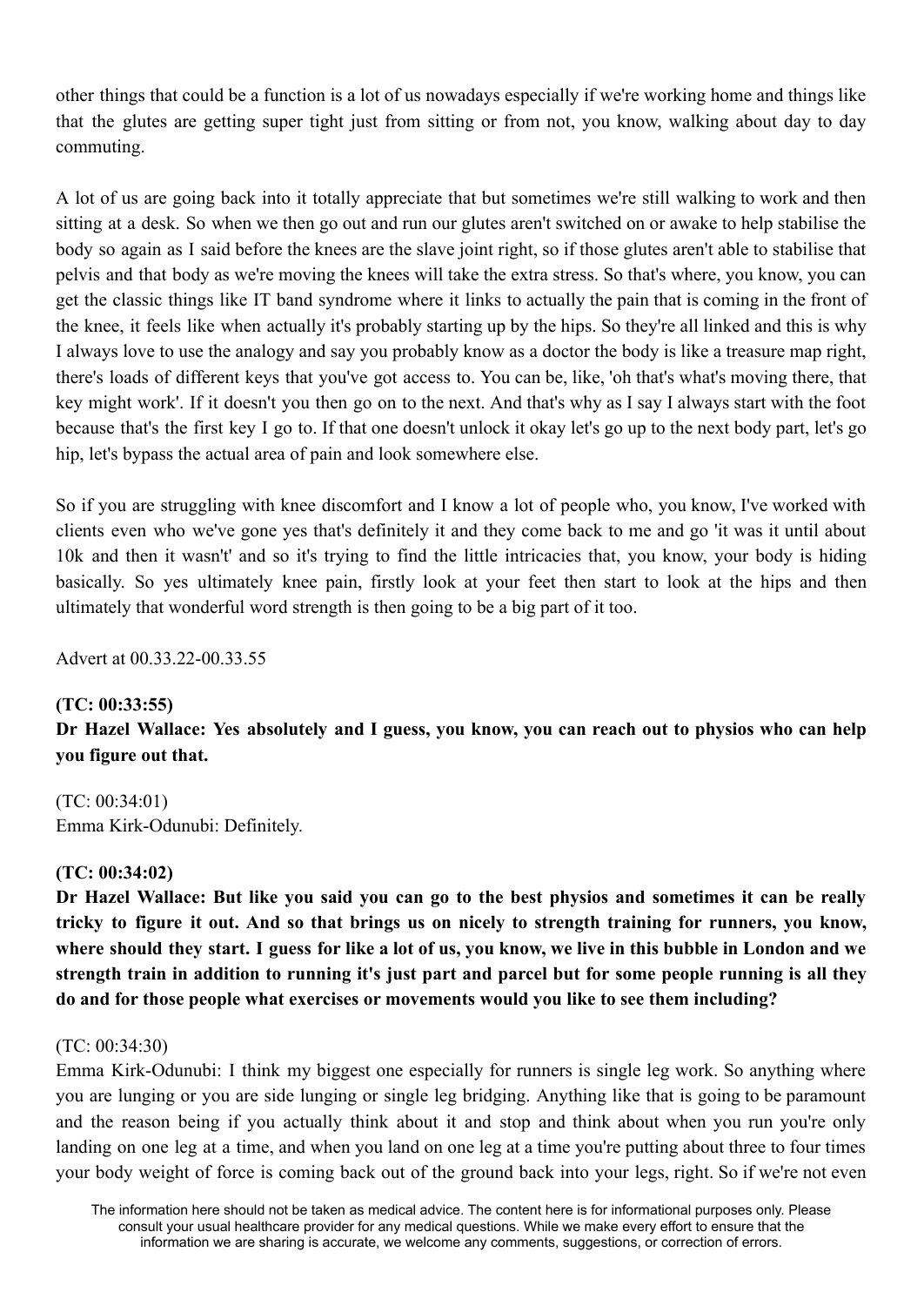other things that could be a function is a lot of us nowadays especially if we're working home and things like that the glutes are getting super tight just from sitting or from not, you know, walking about day to day commuting.

A lot of us are going back into it totally appreciate that but sometimes we're still walking to work and then sitting at a desk. So when we then go out and run our glutes aren't switched on or awake to help stabilise the body so again as I said before the knees are the slave joint right, so if those glutes aren't able to stabilise that pelvis and that body as we're moving the knees will take the extra stress. So that's where, you know, you can get the classic things like IT band syndrome where it links to actually the pain that is coming in the front of the knee, it feels like when actually it's probably starting up by the hips. So they're all linked and this is why I always love to use the analogy and say you probably know as a doctor the body is like a treasure map right, there's loads of different keys that you've got access to. You can be, like, 'oh that's what's moving there, that key might work'. If it doesn't you then go on to the next. And that's why as I say I always start with the foot because that's the first key I go to. If that one doesn't unlock it okay let's go up to the next body part, let's go hip, let's bypass the actual area of pain and look somewhere else.

So if you are struggling with knee discomfort and I know a lot of people who, you know, I've worked with clients even who we've gone yes that's definitely it and they come back to me and go 'it was it until about 10k and then it wasn't' and so it's trying to find the little intricacies that, you know, your body is hiding basically. So yes ultimately knee pain, firstly look at your feet then start to look at the hips and then ultimately that wonderful word strength is then going to be a big part of it too.

Advert at 00.33.22-00.33.55

**(TC: 00:33:55)**
**Dr Hazel Wallace: Yes absolutely and I guess, you know, you can reach out to physios who can help you figure out that.**

(TC: 00:34:01)
Emma Kirk-Odunubi: Definitely.

**(TC: 00:34:02)**
**Dr Hazel Wallace: But like you said you can go to the best physios and sometimes it can be really tricky to figure it out. And so that brings us on nicely to strength training for runners, you know, where should they start. I guess for like a lot of us, you know, we live in this bubble in London and we strength train in addition to running it's just part and parcel but for some people running is all they do and for those people what exercises or movements would you like to see them including?**

(TC: 00:34:30)
Emma Kirk-Odunubi: I think my biggest one especially for runners is single leg work. So anything where you are lunging or you are side lunging or single leg bridging. Anything like that is going to be paramount and the reason being if you actually think about it and stop and think about when you run you're only landing on one leg at a time, and when you land on one leg at a time you're putting about three to four times your body weight of force is coming back out of the ground back into your legs, right. So if we're not even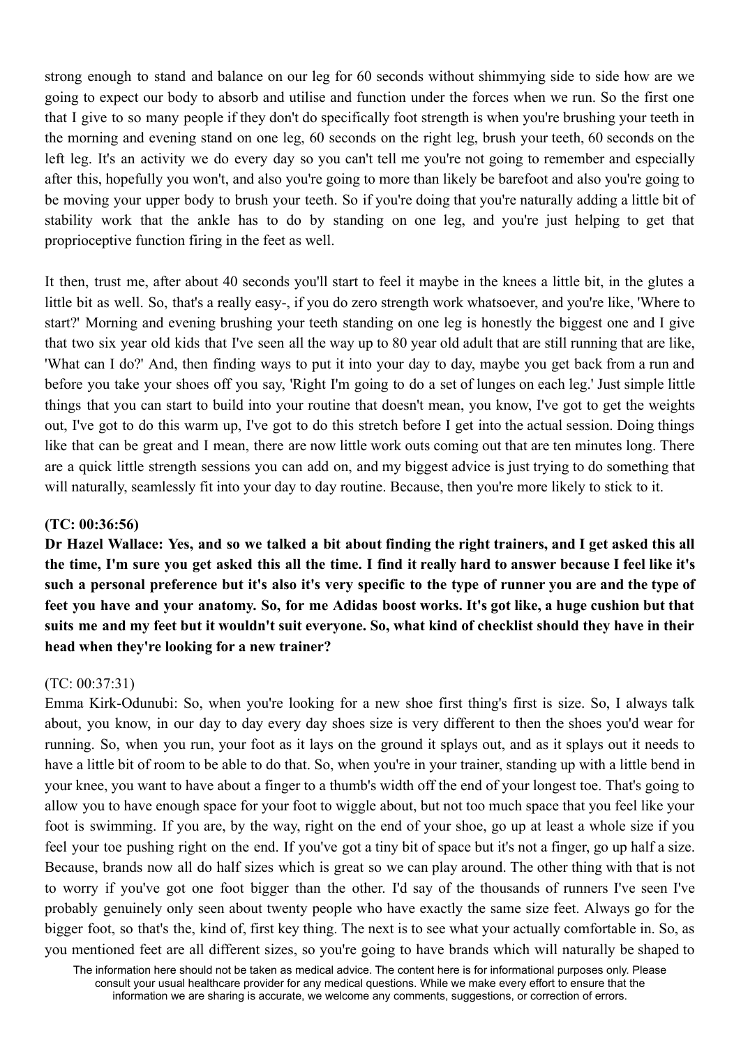strong enough to stand and balance on our leg for 60 seconds without shimmying side to side how are we going to expect our body to absorb and utilise and function under the forces when we run. So the first one that I give to so many people if they don't do specifically foot strength is when you're brushing your teeth in the morning and evening stand on one leg, 60 seconds on the right leg, brush your teeth, 60 seconds on the left leg. It's an activity we do every day so you can't tell me you're not going to remember and especially after this, hopefully you won't, and also you're going to more than likely be barefoot and also you're going to be moving your upper body to brush your teeth. So if you're doing that you're naturally adding a little bit of stability work that the ankle has to do by standing on one leg, and you're just helping to get that proprioceptive function firing in the feet as well.

It then, trust me, after about 40 seconds you'll start to feel it maybe in the knees a little bit, in the glutes a little bit as well. So, that's a really easy-, if you do zero strength work whatsoever, and you're like, 'Where to start?' Morning and evening brushing your teeth standing on one leg is honestly the biggest one and I give that two six year old kids that I've seen all the way up to 80 year old adult that are still running that are like, 'What can I do?' And, then finding ways to put it into your day to day, maybe you get back from a run and before you take your shoes off you say, 'Right I'm going to do a set of lunges on each leg.' Just simple little things that you can start to build into your routine that doesn't mean, you know, I've got to get the weights out, I've got to do this warm up, I've got to do this stretch before I get into the actual session. Doing things like that can be great and I mean, there are now little work outs coming out that are ten minutes long. There are a quick little strength sessions you can add on, and my biggest advice is just trying to do something that will naturally, seamlessly fit into your day to day routine. Because, then you're more likely to stick to it.

**(TC: 00:36:56)**

**Dr Hazel Wallace: Yes, and so we talked a bit about finding the right trainers, and I get asked this all the time, I'm sure you get asked this all the time. I find it really hard to answer because I feel like it's such a personal preference but it's also it's very specific to the type of runner you are and the type of feet you have and your anatomy. So, for me Adidas boost works. It's got like, a huge cushion but that suits me and my feet but it wouldn't suit everyone. So, what kind of checklist should they have in their head when they're looking for a new trainer?**

(TC: 00:37:31)

Emma Kirk-Odunubi: So, when you're looking for a new shoe first thing's first is size. So, I always talk about, you know, in our day to day every day shoes size is very different to then the shoes you'd wear for running. So, when you run, your foot as it lays on the ground it splays out, and as it splays out it needs to have a little bit of room to be able to do that. So, when you're in your trainer, standing up with a little bend in your knee, you want to have about a finger to a thumb's width off the end of your longest toe. That's going to allow you to have enough space for your foot to wiggle about, but not too much space that you feel like your foot is swimming. If you are, by the way, right on the end of your shoe, go up at least a whole size if you feel your toe pushing right on the end. If you've got a tiny bit of space but it's not a finger, go up half a size. Because, brands now all do half sizes which is great so we can play around. The other thing with that is not to worry if you've got one foot bigger than the other. I'd say of the thousands of runners I've seen I've probably genuinely only seen about twenty people who have exactly the same size feet. Always go for the bigger foot, so that's the, kind of, first key thing. The next is to see what your actually comfortable in. So, as you mentioned feet are all different sizes, so you're going to have brands which will naturally be shaped to

The information here should not be taken as medical advice. The content here is for informational purposes only. Please consult your usual healthcare provider for any medical questions. While we make every effort to ensure that the information we are sharing is accurate, we welcome any comments, suggestions, or correction of errors.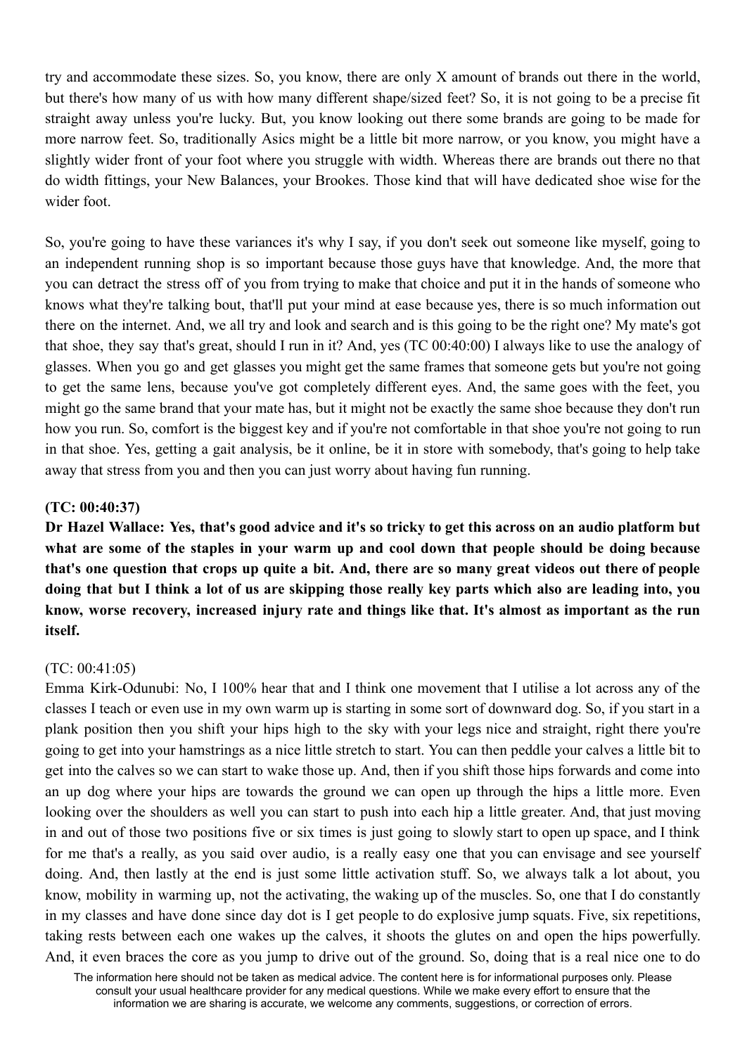try and accommodate these sizes. So, you know, there are only X amount of brands out there in the world, but there's how many of us with how many different shape/sized feet? So, it is not going to be a precise fit straight away unless you're lucky. But, you know looking out there some brands are going to be made for more narrow feet. So, traditionally Asics might be a little bit more narrow, or you know, you might have a slightly wider front of your foot where you struggle with width. Whereas there are brands out there no that do width fittings, your New Balances, your Brookes. Those kind that will have dedicated shoe wise for the wider foot.

So, you're going to have these variances it's why I say, if you don't seek out someone like myself, going to an independent running shop is so important because those guys have that knowledge. And, the more that you can detract the stress off of you from trying to make that choice and put it in the hands of someone who knows what they're talking bout, that'll put your mind at ease because yes, there is so much information out there on the internet. And, we all try and look and search and is this going to be the right one? My mate's got that shoe, they say that's great, should I run in it? And, yes (TC 00:40:00) I always like to use the analogy of glasses. When you go and get glasses you might get the same frames that someone gets but you're not going to get the same lens, because you've got completely different eyes. And, the same goes with the feet, you might go the same brand that your mate has, but it might not be exactly the same shoe because they don't run how you run. So, comfort is the biggest key and if you're not comfortable in that shoe you're not going to run in that shoe. Yes, getting a gait analysis, be it online, be it in store with somebody, that's going to help take away that stress from you and then you can just worry about having fun running.

**(TC: 00:40:37)**
**Dr Hazel Wallace: Yes, that's good advice and it's so tricky to get this across on an audio platform but what are some of the staples in your warm up and cool down that people should be doing because that's one question that crops up quite a bit. And, there are so many great videos out there of people doing that but I think a lot of us are skipping those really key parts which also are leading into, you know, worse recovery, increased injury rate and things like that. It's almost as important as the run itself.**

(TC: 00:41:05)
Emma Kirk-Odunubi: No, I 100% hear that and I think one movement that I utilise a lot across any of the classes I teach or even use in my own warm up is starting in some sort of downward dog. So, if you start in a plank position then you shift your hips high to the sky with your legs nice and straight, right there you're going to get into your hamstrings as a nice little stretch to start. You can then peddle your calves a little bit to get into the calves so we can start to wake those up. And, then if you shift those hips forwards and come into an up dog where your hips are towards the ground we can open up through the hips a little more. Even looking over the shoulders as well you can start to push into each hip a little greater. And, that just moving in and out of those two positions five or six times is just going to slowly start to open up space, and I think for me that's a really, as you said over audio, is a really easy one that you can envisage and see yourself doing. And, then lastly at the end is just some little activation stuff. So, we always talk a lot about, you know, mobility in warming up, not the activating, the waking up of the muscles. So, one that I do constantly in my classes and have done since day dot is I get people to do explosive jump squats. Five, six repetitions, taking rests between each one wakes up the calves, it shoots the glutes on and open the hips powerfully. And, it even braces the core as you jump to drive out of the ground. So, doing that is a real nice one to do

The information here should not be taken as medical advice. The content here is for informational purposes only. Please consult your usual healthcare provider for any medical questions. While we make every effort to ensure that the information we are sharing is accurate, we welcome any comments, suggestions, or correction of errors.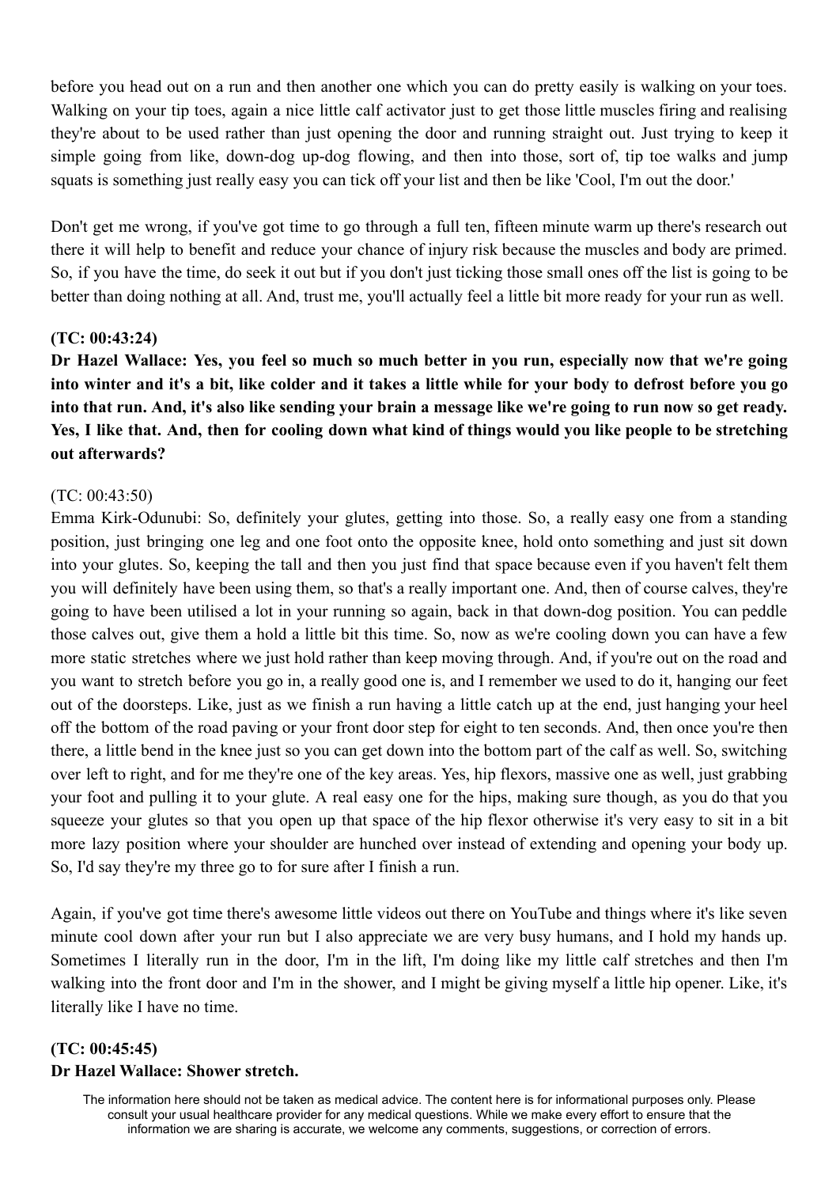before you head out on a run and then another one which you can do pretty easily is walking on your toes. Walking on your tip toes, again a nice little calf activator just to get those little muscles firing and realising they're about to be used rather than just opening the door and running straight out. Just trying to keep it simple going from like, down-dog up-dog flowing, and then into those, sort of, tip toe walks and jump squats is something just really easy you can tick off your list and then be like 'Cool, I'm out the door.'

Don't get me wrong, if you've got time to go through a full ten, fifteen minute warm up there's research out there it will help to benefit and reduce your chance of injury risk because the muscles and body are primed. So, if you have the time, do seek it out but if you don't just ticking those small ones off the list is going to be better than doing nothing at all. And, trust me, you'll actually feel a little bit more ready for your run as well.

**(TC: 00:43:24)**
**Dr Hazel Wallace: Yes, you feel so much so much better in you run, especially now that we're going into winter and it's a bit, like colder and it takes a little while for your body to defrost before you go into that run. And, it's also like sending your brain a message like we're going to run now so get ready. Yes, I like that. And, then for cooling down what kind of things would you like people to be stretching out afterwards?**

(TC: 00:43:50)
Emma Kirk-Odunubi: So, definitely your glutes, getting into those. So, a really easy one from a standing position, just bringing one leg and one foot onto the opposite knee, hold onto something and just sit down into your glutes. So, keeping the tall and then you just find that space because even if you haven't felt them you will definitely have been using them, so that's a really important one. And, then of course calves, they're going to have been utilised a lot in your running so again, back in that down-dog position. You can peddle those calves out, give them a hold a little bit this time. So, now as we're cooling down you can have a few more static stretches where we just hold rather than keep moving through. And, if you're out on the road and you want to stretch before you go in, a really good one is, and I remember we used to do it, hanging our feet out of the doorsteps. Like, just as we finish a run having a little catch up at the end, just hanging your heel off the bottom of the road paving or your front door step for eight to ten seconds. And, then once you're then there, a little bend in the knee just so you can get down into the bottom part of the calf as well. So, switching over left to right, and for me they're one of the key areas. Yes, hip flexors, massive one as well, just grabbing your foot and pulling it to your glute. A real easy one for the hips, making sure though, as you do that you squeeze your glutes so that you open up that space of the hip flexor otherwise it's very easy to sit in a bit more lazy position where your shoulder are hunched over instead of extending and opening your body up. So, I'd say they're my three go to for sure after I finish a run.

Again, if you've got time there's awesome little videos out there on YouTube and things where it's like seven minute cool down after your run but I also appreciate we are very busy humans, and I hold my hands up. Sometimes I literally run in the door, I'm in the lift, I'm doing like my little calf stretches and then I'm walking into the front door and I'm in the shower, and I might be giving myself a little hip opener. Like, it's literally like I have no time.

**(TC: 00:45:45)**
**Dr Hazel Wallace: Shower stretch.**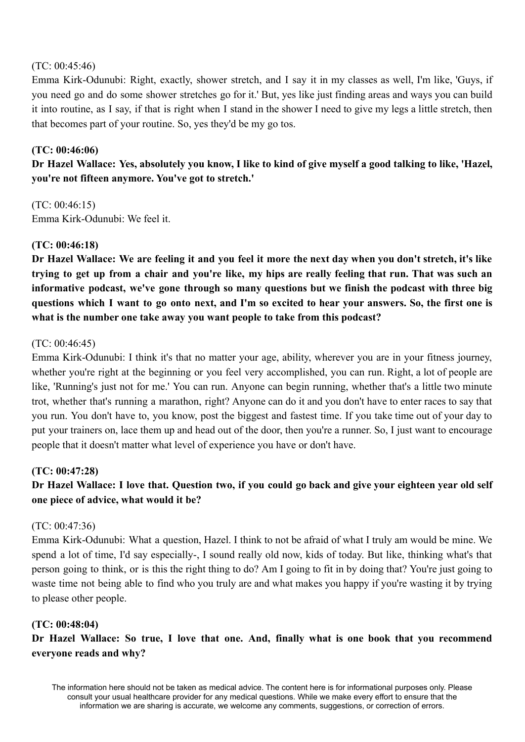(TC: 00:45:46)
Emma Kirk-Odunubi: Right, exactly, shower stretch, and I say it in my classes as well, I'm like, 'Guys, if you need go and do some shower stretches go for it.' But, yes like just finding areas and ways you can build it into routine, as I say, if that is right when I stand in the shower I need to give my legs a little stretch, then that becomes part of your routine. So, yes they'd be my go tos.

**(TC: 00:46:06)**
**Dr Hazel Wallace: Yes, absolutely you know, I like to kind of give myself a good talking to like, 'Hazel, you're not fifteen anymore. You've got to stretch.'**

(TC: 00:46:15)
Emma Kirk-Odunubi: We feel it.

**(TC: 00:46:18)**
**Dr Hazel Wallace: We are feeling it and you feel it more the next day when you don't stretch, it's like trying to get up from a chair and you're like, my hips are really feeling that run. That was such an informative podcast, we've gone through so many questions but we finish the podcast with three big questions which I want to go onto next, and I'm so excited to hear your answers. So, the first one is what is the number one take away you want people to take from this podcast?**

(TC: 00:46:45)
Emma Kirk-Odunubi: I think it's that no matter your age, ability, wherever you are in your fitness journey, whether you're right at the beginning or you feel very accomplished, you can run. Right, a lot of people are like, 'Running's just not for me.' You can run. Anyone can begin running, whether that's a little two minute trot, whether that's running a marathon, right? Anyone can do it and you don't have to enter races to say that you run. You don't have to, you know, post the biggest and fastest time. If you take time out of your day to put your trainers on, lace them up and head out of the door, then you're a runner. So, I just want to encourage people that it doesn't matter what level of experience you have or don't have.

**(TC: 00:47:28)**
**Dr Hazel Wallace: I love that. Question two, if you could go back and give your eighteen year old self one piece of advice, what would it be?**

(TC: 00:47:36)
Emma Kirk-Odunubi: What a question, Hazel. I think to not be afraid of what I truly am would be mine. We spend a lot of time, I'd say especially-, I sound really old now, kids of today. But, like, thinking what's that person going to think, or is this the right thing to do? Am I going to fit in by doing that? You're just going to waste time not being able to find who you truly are and what makes you happy if you're wasting it by trying to please other people.

**(TC: 00:48:04)**
**Dr Hazel Wallace: So true, I love that one. And, finally what is one book that you recommend everyone reads and why?**

The information here should not be taken as medical advice. The content here is for informational purposes only. Please consult your usual healthcare provider for any medical questions. While we make every effort to ensure that the information we are sharing is accurate, we welcome any comments, suggestions, or correction of errors.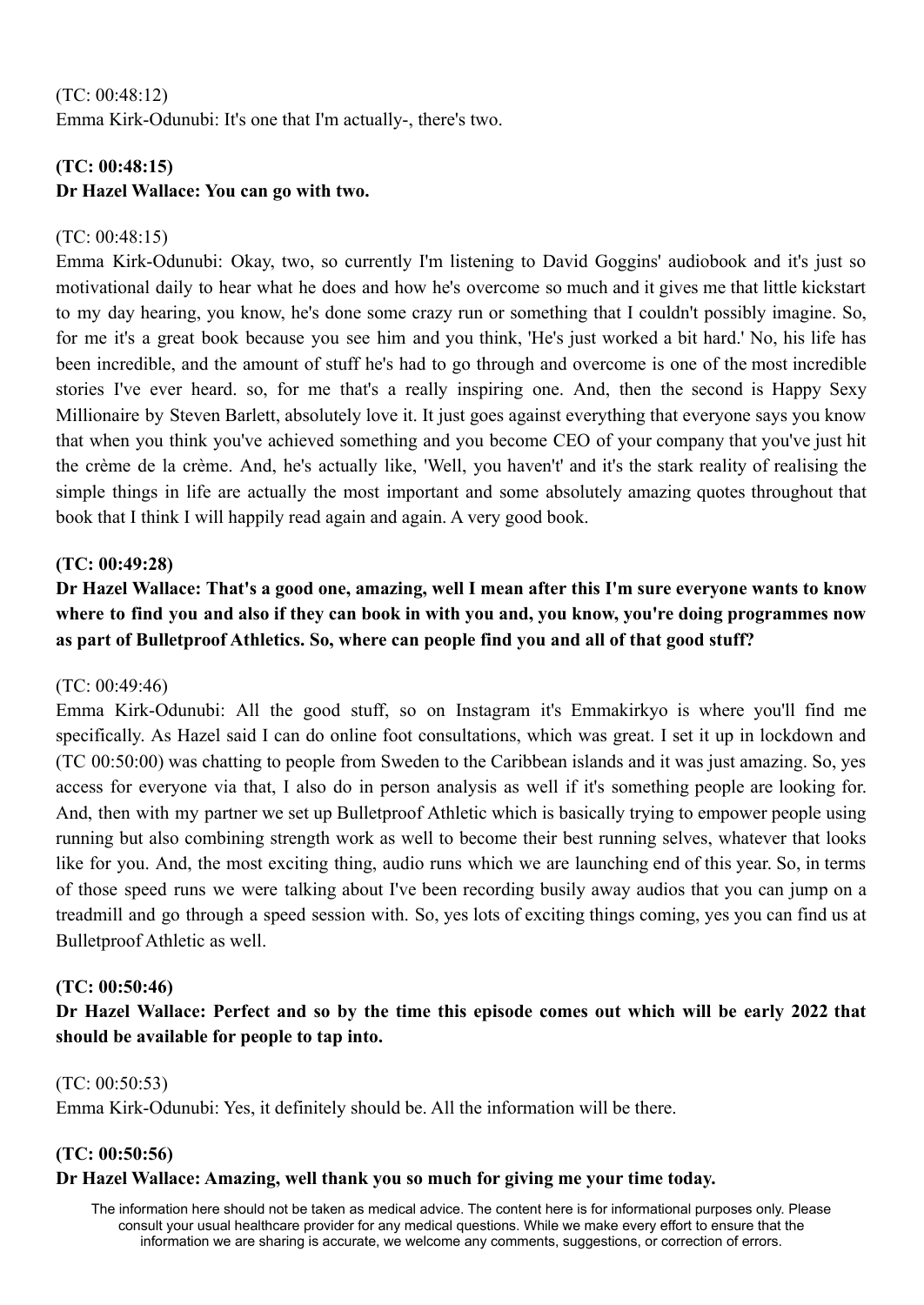(TC: 00:48:12)
Emma Kirk-Odunubi: It's one that I'm actually-, there's two.

**(TC: 00:48:15)**
**Dr Hazel Wallace: You can go with two.**

(TC: 00:48:15)
Emma Kirk-Odunubi: Okay, two, so currently I'm listening to David Goggins' audiobook and it's just so motivational daily to hear what he does and how he's overcome so much and it gives me that little kickstart to my day hearing, you know, he's done some crazy run or something that I couldn't possibly imagine. So, for me it's a great book because you see him and you think, 'He's just worked a bit hard.' No, his life has been incredible, and the amount of stuff he's had to go through and overcome is one of the most incredible stories I've ever heard. so, for me that's a really inspiring one. And, then the second is Happy Sexy Millionaire by Steven Barlett, absolutely love it. It just goes against everything that everyone says you know that when you think you've achieved something and you become CEO of your company that you've just hit the crème de la crème. And, he's actually like, 'Well, you haven't' and it's the stark reality of realising the simple things in life are actually the most important and some absolutely amazing quotes throughout that book that I think I will happily read again and again. A very good book.

**(TC: 00:49:28)**
**Dr Hazel Wallace: That's a good one, amazing, well I mean after this I'm sure everyone wants to know where to find you and also if they can book in with you and, you know, you're doing programmes now as part of Bulletproof Athletics. So, where can people find you and all of that good stuff?**

(TC: 00:49:46)
Emma Kirk-Odunubi: All the good stuff, so on Instagram it's Emmakirkyo is where you'll find me specifically. As Hazel said I can do online foot consultations, which was great. I set it up in lockdown and (TC 00:50:00) was chatting to people from Sweden to the Caribbean islands and it was just amazing. So, yes access for everyone via that, I also do in person analysis as well if it's something people are looking for. And, then with my partner we set up Bulletproof Athletic which is basically trying to empower people using running but also combining strength work as well to become their best running selves, whatever that looks like for you. And, the most exciting thing, audio runs which we are launching end of this year. So, in terms of those speed runs we were talking about I've been recording busily away audios that you can jump on a treadmill and go through a speed session with. So, yes lots of exciting things coming, yes you can find us at Bulletproof Athletic as well.

**(TC: 00:50:46)**
**Dr Hazel Wallace: Perfect and so by the time this episode comes out which will be early 2022 that should be available for people to tap into.**

(TC: 00:50:53)
Emma Kirk-Odunubi: Yes, it definitely should be. All the information will be there.

**(TC: 00:50:56)**
**Dr Hazel Wallace: Amazing, well thank you so much for giving me your time today.**

The information here should not be taken as medical advice. The content here is for informational purposes only. Please consult your usual healthcare provider for any medical questions. While we make every effort to ensure that the information we are sharing is accurate, we welcome any comments, suggestions, or correction of errors.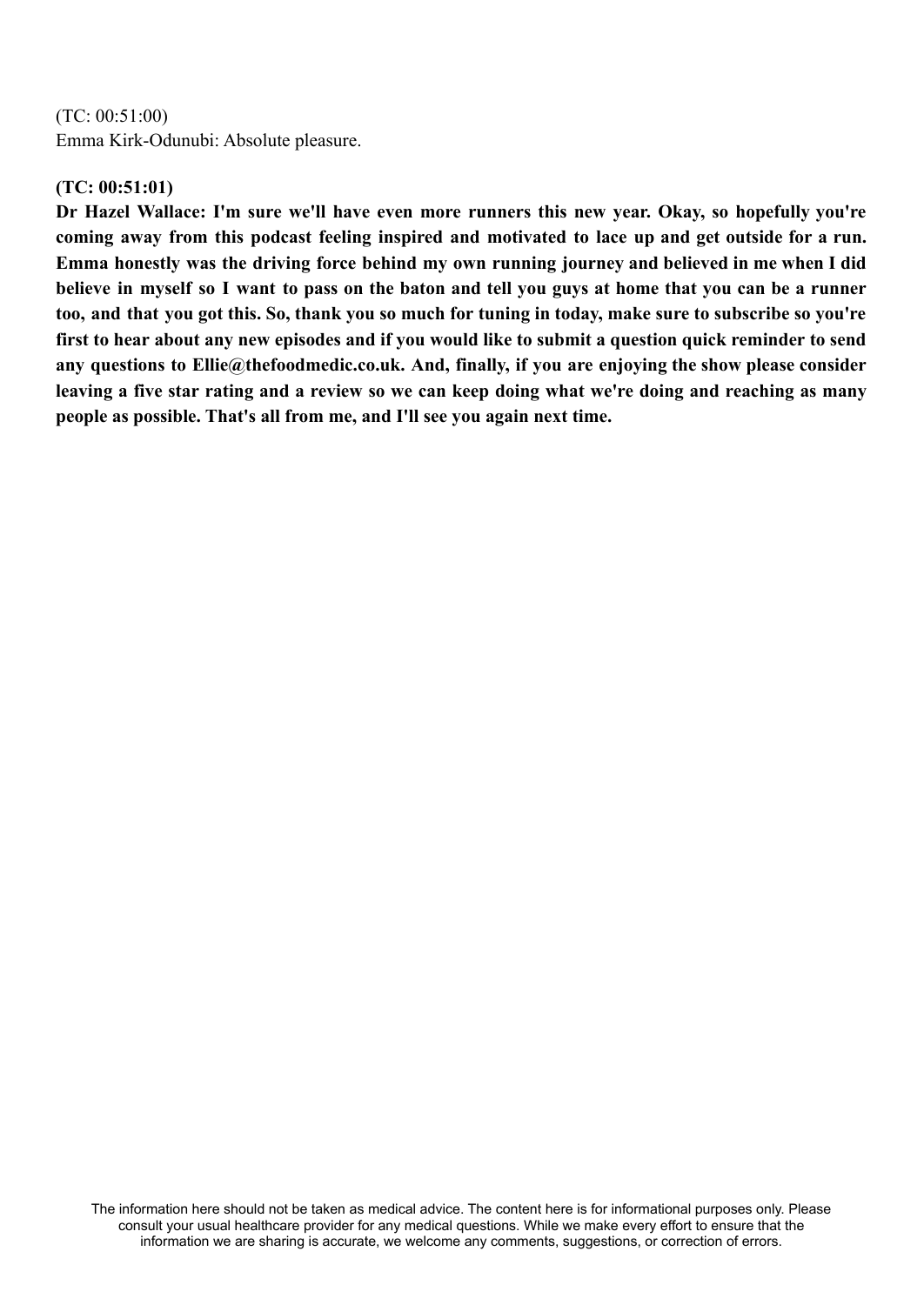(TC: 00:51:00)
Emma Kirk-Odunubi: Absolute pleasure.

**(TC: 00:51:01)**
**Dr Hazel Wallace: I'm sure we'll have even more runners this new year. Okay, so hopefully you're coming away from this podcast feeling inspired and motivated to lace up and get outside for a run. Emma honestly was the driving force behind my own running journey and believed in me when I did believe in myself so I want to pass on the baton and tell you guys at home that you can be a runner too, and that you got this. So, thank you so much for tuning in today, make sure to subscribe so you're first to hear about any new episodes and if you would like to submit a question quick reminder to send any questions to Ellie@thefoodmedic.co.uk. And, finally, if you are enjoying the show please consider leaving a five star rating and a review so we can keep doing what we're doing and reaching as many people as possible. That's all from me, and I'll see you again next time.**

The information here should not be taken as medical advice. The content here is for informational purposes only. Please consult your usual healthcare provider for any medical questions. While we make every effort to ensure that the information we are sharing is accurate, we welcome any comments, suggestions, or correction of errors.